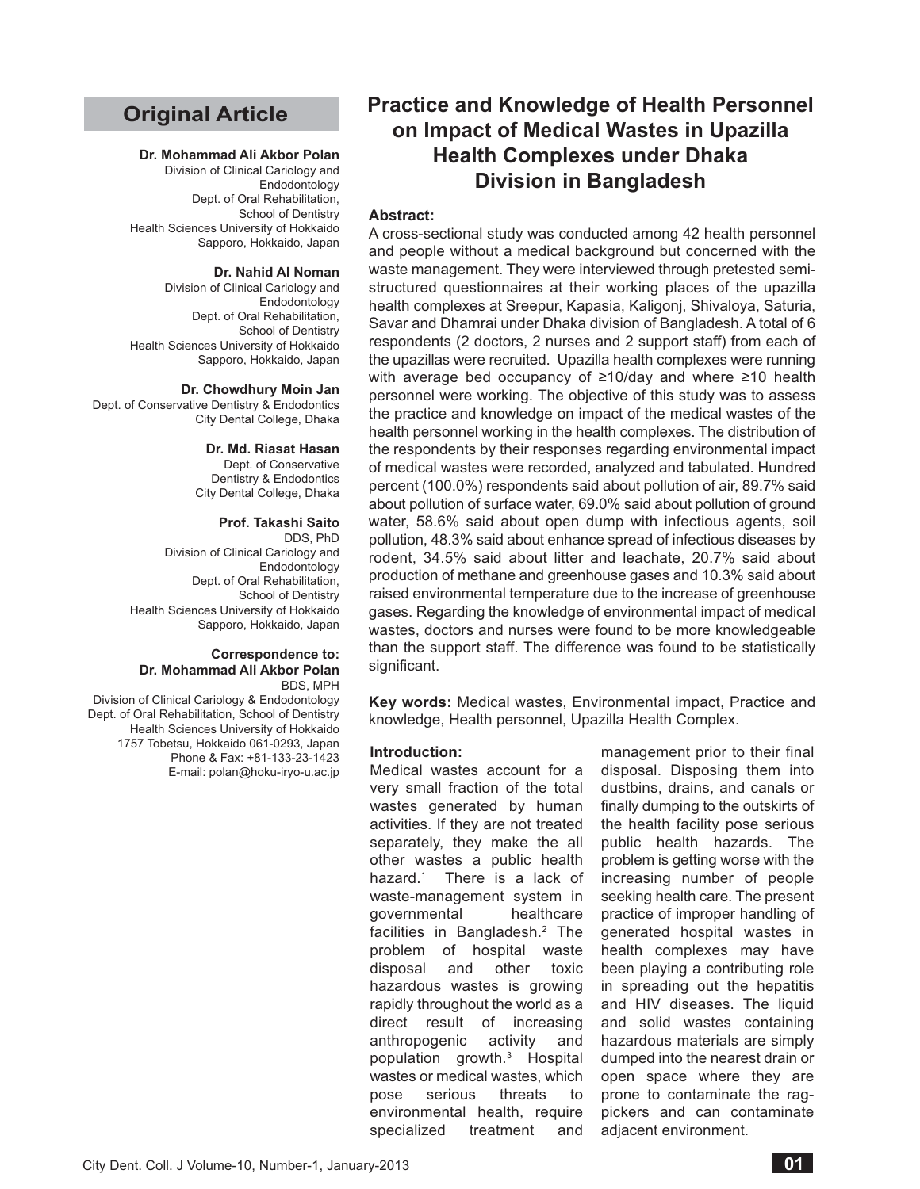## Original Article

# Practice and Knowledge of Health Personnel on Impact of Medical Wastes in Upazilla Health Complexes under Dhaka Division in Bangladesh

**Dr. Mohammad Ali Akbor Polan**
Division of Clinical Cariology and Endodontology
Dept. of Oral Rehabilitation, School of Dentistry
Health Sciences University of Hokkaido
Sapporo, Hokkaido, Japan

**Dr. Nahid Al Noman**
Division of Clinical Cariology and Endodontology
Dept. of Oral Rehabilitation, School of Dentistry
Health Sciences University of Hokkaido
Sapporo, Hokkaido, Japan

**Dr. Chowdhury Moin Jan**
Dept. of Conservative Dentistry & Endodontics
City Dental College, Dhaka

**Dr. Md. Riasat Hasan**
Dept. of Conservative Dentistry & Endodontics
City Dental College, Dhaka

**Prof. Takashi Saito**
DDS, PhD
Division of Clinical Cariology and Endodontology
Dept. of Oral Rehabilitation, School of Dentistry
Health Sciences University of Hokkaido
Sapporo, Hokkaido, Japan

**Correspondence to:**
**Dr. Mohammad Ali Akbor Polan**
BDS, MPH
Division of Clinical Cariology & Endodontology
Dept. of Oral Rehabilitation, School of Dentistry
Health Sciences University of Hokkaido
1757 Tobetsu, Hokkaido 061-0293, Japan
Phone & Fax: +81-133-23-1423
E-mail: polan@hoku-iryo-u.ac.jp

### Abstract:

A cross-sectional study was conducted among 42 health personnel and people without a medical background but concerned with the waste management. They were interviewed through pretested semi-structured questionnaires at their working places of the upazilla health complexes at Sreepur, Kapasia, Kaligonj, Shivaloya, Saturia, Savar and Dhamrai under Dhaka division of Bangladesh. A total of 6 respondents (2 doctors, 2 nurses and 2 support staff) from each of the upazillas were recruited. Upazilla health complexes were running with average bed occupancy of ≥10/day and where ≥10 health personnel were working. The objective of this study was to assess the practice and knowledge on impact of the medical wastes of the health personnel working in the health complexes. The distribution of the respondents by their responses regarding environmental impact of medical wastes were recorded, analyzed and tabulated. Hundred percent (100.0%) respondents said about pollution of air, 89.7% said about pollution of surface water, 69.0% said about pollution of ground water, 58.6% said about open dump with infectious agents, soil pollution, 48.3% said about enhance spread of infectious diseases by rodent, 34.5% said about litter and leachate, 20.7% said about production of methane and greenhouse gases and 10.3% said about raised environmental temperature due to the increase of greenhouse gases. Regarding the knowledge of environmental impact of medical wastes, doctors and nurses were found to be more knowledgeable than the support staff. The difference was found to be statistically significant.

**Key words:** Medical wastes, Environmental impact, Practice and knowledge, Health personnel, Upazilla Health Complex.

### Introduction:

Medical wastes account for a very small fraction of the total wastes generated by human activities. If they are not treated separately, they make the all other wastes a public health hazard.[1] There is a lack of waste-management system in governmental healthcare facilities in Bangladesh.[2] The problem of hospital waste disposal and other toxic hazardous wastes is growing rapidly throughout the world as a direct result of increasing anthropogenic activity and population growth.[3] Hospital wastes or medical wastes, which pose serious threats to environmental health, require specialized treatment and management prior to their final disposal. Disposing them into dustbins, drains, and canals or finally dumping to the outskirts of the health facility pose serious public health hazards. The problem is getting worse with the increasing number of people seeking health care. The present practice of improper handling of generated hospital wastes in health complexes may have been playing a contributing role in spreading out the hepatitis and HIV diseases. The liquid and solid wastes containing hazardous materials are simply dumped into the nearest drain or open space where they are prone to contaminate the rag-pickers and can contaminate adjacent environment.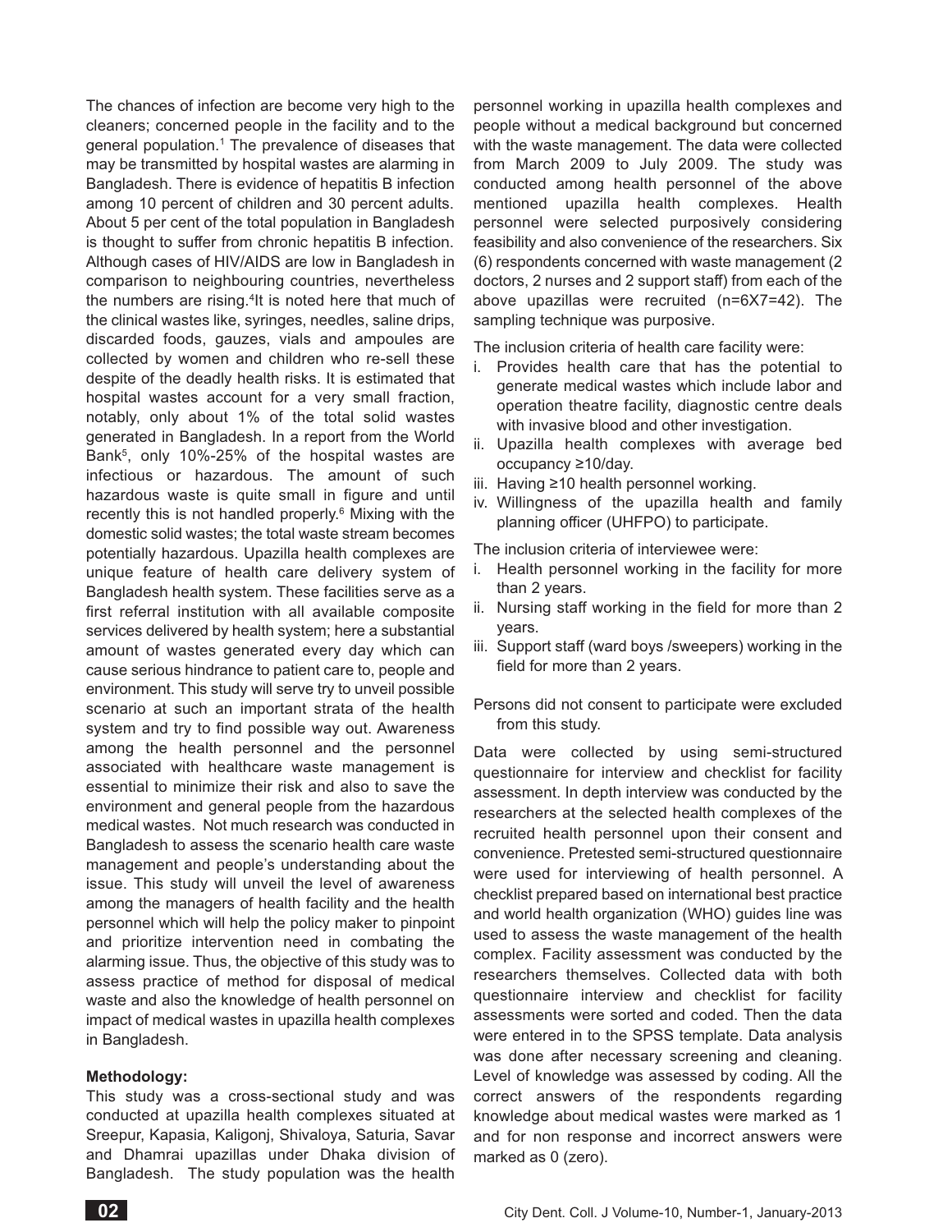The chances of infection are become very high to the cleaners; concerned people in the facility and to the general population.[1] The prevalence of diseases that may be transmitted by hospital wastes are alarming in Bangladesh. There is evidence of hepatitis B infection among 10 percent of children and 30 percent adults. About 5 per cent of the total population in Bangladesh is thought to suffer from chronic hepatitis B infection. Although cases of HIV/AIDS are low in Bangladesh in comparison to neighbouring countries, nevertheless the numbers are rising.[4]It is noted here that much of the clinical wastes like, syringes, needles, saline drips, discarded foods, gauzes, vials and ampoules are collected by women and children who re-sell these despite of the deadly health risks. It is estimated that hospital wastes account for a very small fraction, notably, only about 1% of the total solid wastes generated in Bangladesh. In a report from the World Bank[5], only 10%-25% of the hospital wastes are infectious or hazardous. The amount of such hazardous waste is quite small in figure and until recently this is not handled properly.[6] Mixing with the domestic solid wastes; the total waste stream becomes potentially hazardous. Upazilla health complexes are unique feature of health care delivery system of Bangladesh health system. These facilities serve as a first referral institution with all available composite services delivered by health system; here a substantial amount of wastes generated every day which can cause serious hindrance to patient care to, people and environment. This study will serve try to unveil possible scenario at such an important strata of the health system and try to find possible way out. Awareness among the health personnel and the personnel associated with healthcare waste management is essential to minimize their risk and also to save the environment and general people from the hazardous medical wastes. Not much research was conducted in Bangladesh to assess the scenario health care waste management and people's understanding about the issue. This study will unveil the level of awareness among the managers of health facility and the health personnel which will help the policy maker to pinpoint and prioritize intervention need in combating the alarming issue. Thus, the objective of this study was to assess practice of method for disposal of medical waste and also the knowledge of health personnel on impact of medical wastes in upazilla health complexes in Bangladesh.

**Methodology:**

This study was a cross-sectional study and was conducted at upazilla health complexes situated at Sreepur, Kapasia, Kaligonj, Shivaloya, Saturia, Savar and Dhamrai upazillas under Dhaka division of Bangladesh. The study population was the health personnel working in upazilla health complexes and people without a medical background but concerned with the waste management. The data were collected from March 2009 to July 2009. The study was conducted among health personnel of the above mentioned upazilla health complexes. Health personnel were selected purposively considering feasibility and also convenience of the researchers. Six (6) respondents concerned with waste management (2 doctors, 2 nurses and 2 support staff) from each of the above upazillas were recruited (n=6X7=42). The sampling technique was purposive.

The inclusion criteria of health care facility were:

i. Provides health care that has the potential to generate medical wastes which include labor and operation theatre facility, diagnostic centre deals with invasive blood and other investigation.
ii. Upazilla health complexes with average bed occupancy ≥10/day.
iii. Having ≥10 health personnel working.
iv. Willingness of the upazilla health and family planning officer (UHFPO) to participate.

The inclusion criteria of interviewee were:

i. Health personnel working in the facility for more than 2 years.
ii. Nursing staff working in the field for more than 2 years.
iii. Support staff (ward boys /sweepers) working in the field for more than 2 years.

Persons did not consent to participate were excluded from this study.

Data were collected by using semi-structured questionnaire for interview and checklist for facility assessment. In depth interview was conducted by the researchers at the selected health complexes of the recruited health personnel upon their consent and convenience. Pretested semi-structured questionnaire were used for interviewing of health personnel. A checklist prepared based on international best practice and world health organization (WHO) guides line was used to assess the waste management of the health complex. Facility assessment was conducted by the researchers themselves. Collected data with both questionnaire interview and checklist for facility assessments were sorted and coded. Then the data were entered in to the SPSS template. Data analysis was done after necessary screening and cleaning. Level of knowledge was assessed by coding. All the correct answers of the respondents regarding knowledge about medical wastes were marked as 1 and for non response and incorrect answers were marked as 0 (zero).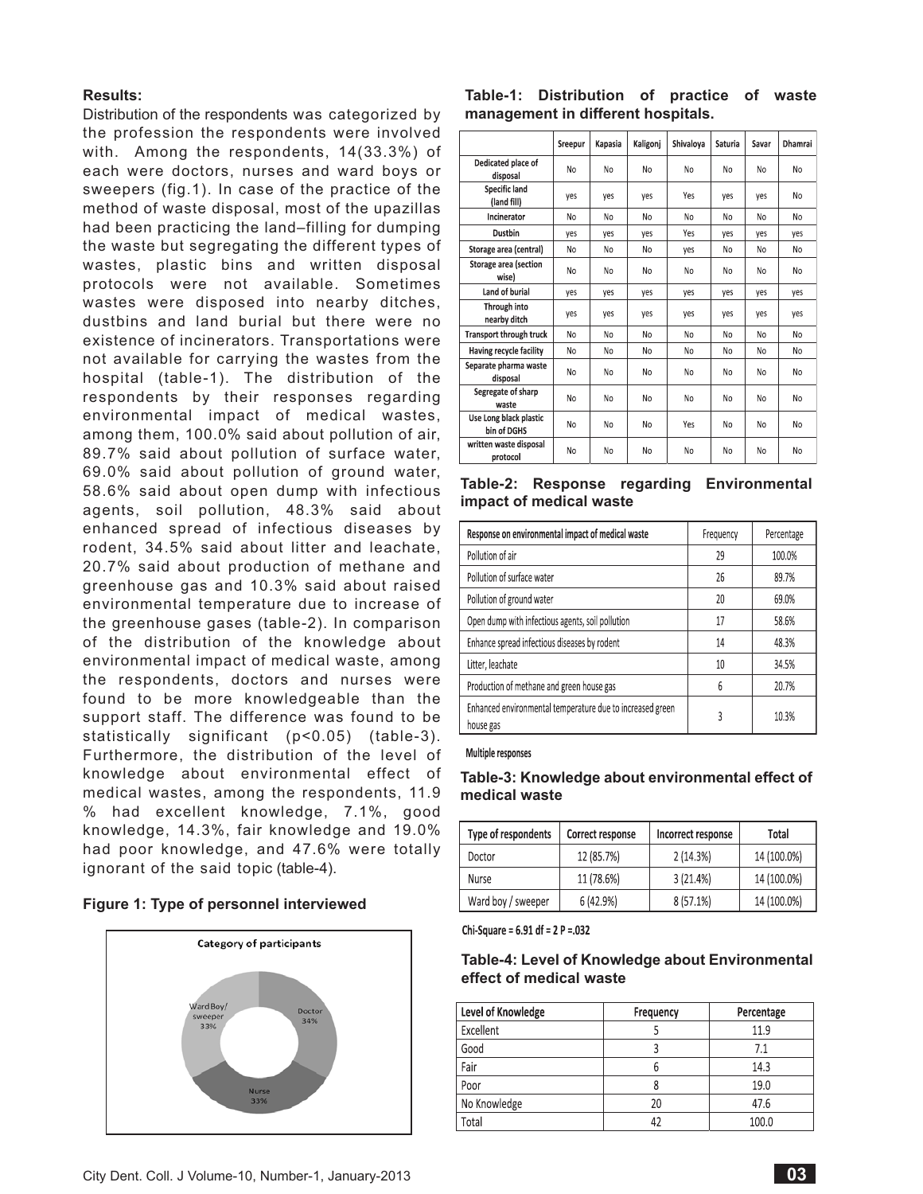**Results:**

Distribution of the respondents was categorized by the profession the respondents were involved with. Among the respondents, 14(33.3%) of each were doctors, nurses and ward boys or sweepers (fig.1). In case of the practice of the method of waste disposal, most of the upazillas had been practicing the land–filling for dumping the waste but segregating the different types of wastes, plastic bins and written disposal protocols were not available. Sometimes wastes were disposed into nearby ditches, dustbins and land burial but there were no existence of incinerators. Transportations were not available for carrying the wastes from the hospital (table-1). The distribution of the respondents by their responses regarding environmental impact of medical wastes, among them, 100.0% said about pollution of air, 89.7% said about pollution of surface water, 69.0% said about pollution of ground water, 58.6% said about open dump with infectious agents, soil pollution, 48.3% said about enhanced spread of infectious diseases by rodent, 34.5% said about litter and leachate, 20.7% said about production of methane and greenhouse gas and 10.3% said about raised environmental temperature due to increase of the greenhouse gases (table-2). In comparison of the distribution of the knowledge about environmental impact of medical waste, among the respondents, doctors and nurses were found to be more knowledgeable than the support staff. The difference was found to be statistically significant ($p<0.05$) (table-3). Furthermore, the distribution of the level of knowledge about environmental effect of medical wastes, among the respondents, 11.9 % had excellent knowledge, 7.1%, good knowledge, 14.3%, fair knowledge and 19.0% had poor knowledge, and 47.6% were totally ignorant of the said topic (table-4).

**Figure 1: Type of personnel interviewed**

Category of participants

Doctor 34%, Nurse 33%, Ward Boy/ sweeper 33%

**Table-1: Distribution of practice of waste management in different hospitals.**

| | Sreepur | Kapasia | Kaligonj | Shivaloya | Saturia | Savar | Dhamrai |
|---|---|---|---|---|---|---|---|
| Dedicated place of disposal | No | No | No | No | No | No | No |
| Specific land (land fill) | yes | yes | yes | Yes | yes | yes | No |
| Incinerator | No | No | No | No | No | No | No |
| Dustbin | yes | yes | yes | Yes | yes | yes | yes |
| Storage area (central) | No | No | No | yes | No | No | No |
| Storage area (section wise) | No | No | No | No | No | No | No |
| Land of burial | yes | yes | yes | yes | yes | yes | yes |
| Through into nearby ditch | yes | yes | yes | yes | yes | yes | yes |
| Transport through truck | No | No | No | No | No | No | No |
| Having recycle facility | No | No | No | No | No | No | No |
| Separate pharma waste disposal | No | No | No | No | No | No | No |
| Segregate of sharp waste | No | No | No | No | No | No | No |
| Use Long black plastic bin of DGHS | No | No | No | Yes | No | No | No |
| written waste disposal protocol | No | No | No | No | No | No | No |

**Table-2: Response regarding Environmental impact of medical waste**

| Response on environmental impact of medical waste | Frequency | Percentage |
|---|---|---|
| Pollution of air | 29 | 100.0% |
| Pollution of surface water | 26 | 89.7% |
| Pollution of ground water | 20 | 69.0% |
| Open dump with infectious agents, soil pollution | 17 | 58.6% |
| Enhance spread infectious diseases by rodent | 14 | 48.3% |
| Litter, leachate | 10 | 34.5% |
| Production of methane and green house gas | 6 | 20.7% |
| Enhanced environmental temperature due to increased green house gas | 3 | 10.3% |

Multiple responses

**Table-3: Knowledge about environmental effect of medical waste**

| Type of respondents | Correct response | Incorrect response | Total |
|---|---|---|---|
| Doctor | 12 (85.7%) | 2 (14.3%) | 14 (100.0%) |
| Nurse | 11 (78.6%) | 3 (21.4%) | 14 (100.0%) |
| Ward boy / sweeper | 6 (42.9%) | 8 (57.1%) | 14 (100.0%) |

Chi-Square = 6.91 df = 2 P =.032

**Table-4: Level of Knowledge about Environmental effect of medical waste**

| Level of Knowledge | Frequency | Percentage |
|---|---|---|
| Excellent | 5 | 11.9 |
| Good | 3 | 7.1 |
| Fair | 6 | 14.3 |
| Poor | 8 | 19.0 |
| No Knowledge | 20 | 47.6 |
| Total | 42 | 100.0 |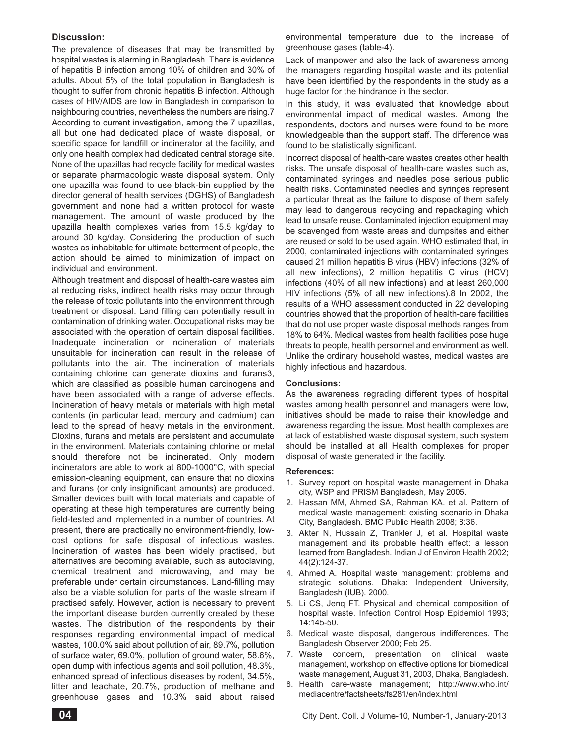## Discussion:

The prevalence of diseases that may be transmitted by hospital wastes is alarming in Bangladesh. There is evidence of hepatitis B infection among 10% of children and 30% of adults. About 5% of the total population in Bangladesh is thought to suffer from chronic hepatitis B infection. Although cases of HIV/AIDS are low in Bangladesh in comparison to neighbouring countries, nevertheless the numbers are rising.[7] According to current investigation, among the 7 upazillas, all but one had dedicated place of waste disposal, or specific space for landfill or incinerator at the facility, and only one health complex had dedicated central storage site. None of the upazillas had recycle facility for medical wastes or separate pharmacologic waste disposal system. Only one upazilla was found to use black-bin supplied by the director general of health services (DGHS) of Bangladesh government and none had a written protocol for waste management. The amount of waste produced by the upazilla health complexes varies from 15.5 kg/day to around 30 kg/day. Considering the production of such wastes as inhabitable for ultimate betterment of people, the action should be aimed to minimization of impact on individual and environment.

Although treatment and disposal of health-care wastes aim at reducing risks, indirect health risks may occur through the release of toxic pollutants into the environment through treatment or disposal. Land filling can potentially result in contamination of drinking water. Occupational risks may be associated with the operation of certain disposal facilities. Inadequate incineration or incineration of materials unsuitable for incineration can result in the release of pollutants into the air. The incineration of materials containing chlorine can generate dioxins and furans[3], which are classified as possible human carcinogens and have been associated with a range of adverse effects. Incineration of heavy metals or materials with high metal contents (in particular lead, mercury and cadmium) can lead to the spread of heavy metals in the environment. Dioxins, furans and metals are persistent and accumulate in the environment. Materials containing chlorine or metal should therefore not be incinerated. Only modern incinerators are able to work at 800-1000°C, with special emission-cleaning equipment, can ensure that no dioxins and furans (or only insignificant amounts) are produced. Smaller devices built with local materials and capable of operating at these high temperatures are currently being field-tested and implemented in a number of countries. At present, there are practically no environment-friendly, low-cost options for safe disposal of infectious wastes. Incineration of wastes has been widely practised, but alternatives are becoming available, such as autoclaving, chemical treatment and microwaving, and may be preferable under certain circumstances. Land-filling may also be a viable solution for parts of the waste stream if practised safely. However, action is necessary to prevent the important disease burden currently created by these wastes. The distribution of the respondents by their responses regarding environmental impact of medical wastes, 100.0% said about pollution of air, 89.7%, pollution of surface water, 69.0%, pollution of ground water, 58.6%, open dump with infectious agents and soil pollution, 48.3%, enhanced spread of infectious diseases by rodent, 34.5%, litter and leachate, 20.7%, production of methane and greenhouse gases and 10.3% said about raised environmental temperature due to the increase of greenhouse gases (table-4).

Lack of manpower and also the lack of awareness among the managers regarding hospital waste and its potential have been identified by the respondents in the study as a huge factor for the hindrance in the sector.

In this study, it was evaluated that knowledge about environmental impact of medical wastes. Among the respondents, doctors and nurses were found to be more knowledgeable than the support staff. The difference was found to be statistically significant.

Incorrect disposal of health-care wastes creates other health risks. The unsafe disposal of health-care wastes such as, contaminated syringes and needles pose serious public health risks. Contaminated needles and syringes represent a particular threat as the failure to dispose of them safely may lead to dangerous recycling and repackaging which lead to unsafe reuse. Contaminated injection equipment may be scavenged from waste areas and dumpsites and either are reused or sold to be used again. WHO estimated that, in 2000, contaminated injections with contaminated syringes caused 21 million hepatitis B virus (HBV) infections (32% of all new infections), 2 million hepatitis C virus (HCV) infections (40% of all new infections) and at least 260,000 HIV infections (5% of all new infections).[8] In 2002, the results of a WHO assessment conducted in 22 developing countries showed that the proportion of health-care facilities that do not use proper waste disposal methods ranges from 18% to 64%. Medical wastes from health facilities pose huge threats to people, health personnel and environment as well. Unlike the ordinary household wastes, medical wastes are highly infectious and hazardous.

## Conclusions:

As the awareness regrading different types of hospital wastes among health personnel and managers were low, initiatives should be made to raise their knowledge and awareness regarding the issue. Most health complexes are at lack of established waste disposal system, such system should be installed at all Health complexes for proper disposal of waste generated in the facility.

## References:

1. Survey report on hospital waste management in Dhaka city, WSP and PRISM Bangladesh, May 2005.
2. Hassan MM, Ahmed SA, Rahman KA. et al. Pattern of medical waste management: existing scenario in Dhaka City, Bangladesh. BMC Public Health 2008; 8:36.
3. Akter N, Hussain Z, Trankler J, et al. Hospital waste management and its probable health effect: a lesson learned from Bangladesh. Indian J of Environ Health 2002; 44(2):124-37.
4. Ahmed A. Hospital waste management: problems and strategic solutions. Dhaka: Independent University, Bangladesh (IUB). 2000.
5. Li CS, Jenq FT. Physical and chemical composition of hospital waste. Infection Control Hosp Epidemiol 1993; 14:145-50.
6. Medical waste disposal, dangerous indifferences. The Bangladesh Observer 2000; Feb 25.
7. Waste concern, presentation on clinical waste management, workshop on effective options for biomedical waste management, August 31, 2003, Dhaka, Bangladesh.
8. Health care-waste management; http://www.who.int/mediacentre/factsheets/fs281/en/index.html